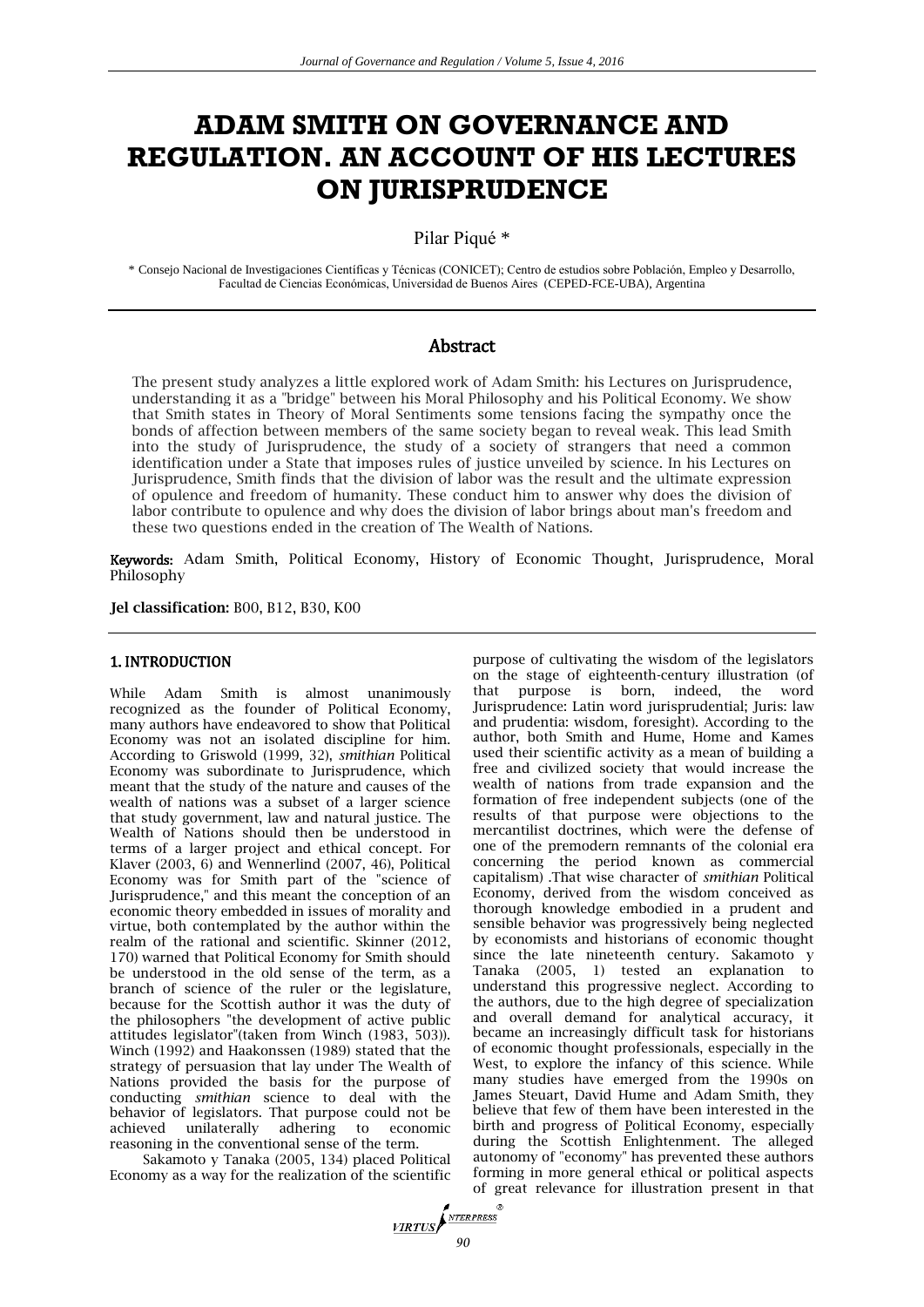# ADAM SMITH ON GOVERNANCE AND REGULATION. AN ACCOUNT OF HIS LECTURES ON JURISPRUDENCE

Pilar Piqué *

\* Consejo Nacional de Investigaciones Científicas y Técnicas (CONICET); Centro de estudios sobre Población, Empleo y Desarrollo, Facultad de Ciencias Económicas, Universidad de Buenos Aires (CEPED-FCE-UBA), Argentina

## Abstract

The present study analyzes a little explored work of Adam Smith: his Lectures on Jurisprudence, understanding it as a "bridge" between his Moral Philosophy and his Political Economy. We show that Smith states in Theory of Moral Sentiments some tensions facing the sympathy once the bonds of affection between members of the same society began to reveal weak. This lead Smith into the study of Jurisprudence, the study of a society of strangers that need a common identification under a State that imposes rules of justice unveiled by science. In his Lectures on Jurisprudence, Smith finds that the division of labor was the result and the ultimate expression of opulence and freedom of humanity. These conduct him to answer why does the division of labor contribute to opulence and why does the division of labor brings about man's freedom and these two questions ended in the creation of The Wealth of Nations.

**Keywords:** Adam Smith, Political Economy, History of Economic Thought, Jurisprudence, Moral Philosophy

**Jel classification:** B00, B12, B30, K00

## 1. INTRODUCTION

While Adam Smith is almost unanimously recognized as the founder of Political Economy, many authors have endeavored to show that Political Economy was not an isolated discipline for him. According to Griswold (1999, 32), *smithian* Political Economy was subordinate to Jurisprudence, which meant that the study of the nature and causes of the wealth of nations was a subset of a larger science that study government, law and natural justice. The Wealth of Nations should then be understood in terms of a larger project and ethical concept. For Klaver (2003, 6) and Wennerlind (2007, 46), Political Economy was for Smith part of the "science of Jurisprudence," and this meant the conception of an economic theory embedded in issues of morality and virtue, both contemplated by the author within the realm of the rational and scientific. Skinner (2012, 170) warned that Political Economy for Smith should be understood in the old sense of the term, as a branch of science of the ruler or the legislature, because for the Scottish author it was the duty of the philosophers "the development of active public attitudes legislator"(taken from Winch (1983, 503)). Winch (1992) and Haakonssen (1989) stated that the strategy of persuasion that lay under The Wealth of Nations provided the basis for the purpose of conducting *smithian* science to deal with the behavior of legislators. That purpose could not be achieved unilaterally adhering to economic reasoning in the conventional sense of the term.

Sakamoto y Tanaka (2005, 134) placed Political Economy as a way for the realization of the scientific purpose of cultivating the wisdom of the legislators on the stage of eighteenth-century illustration (of that purpose is born, indeed, the word Jurisprudence: Latin word jurisprudential; Juris: law and prudentia: wisdom, foresight). According to the author, both Smith and Hume, Home and Kames used their scientific activity as a mean of building a free and civilized society that would increase the wealth of nations from trade expansion and the formation of free independent subjects (one of the results of that purpose were objections to the mercantilist doctrines, which were the defense of one of the premodern remnants of the colonial era concerning the period known as commercial capitalism) .That wise character of *smithian* Political Economy, derived from the wisdom conceived as thorough knowledge embodied in a prudent and sensible behavior was progressively being neglected by economists and historians of economic thought since the late nineteenth century. Sakamoto y Tanaka (2005, 1) tested an explanation to understand this progressive neglect. According to the authors, due to the high degree of specialization and overall demand for analytical accuracy, it became an increasingly difficult task for historians of economic thought professionals, especially in the West, to explore the infancy of this science. While many studies have emerged from the 1990s on James Steuart, David Hume and Adam Smith, they believe that few of them have been interested in the birth and progress of Political Economy, especially during the Scottish Enlightenment. The alleged autonomy of "economy" has prevented these authors forming in more general ethical or political aspects of great relevance for illustration present in that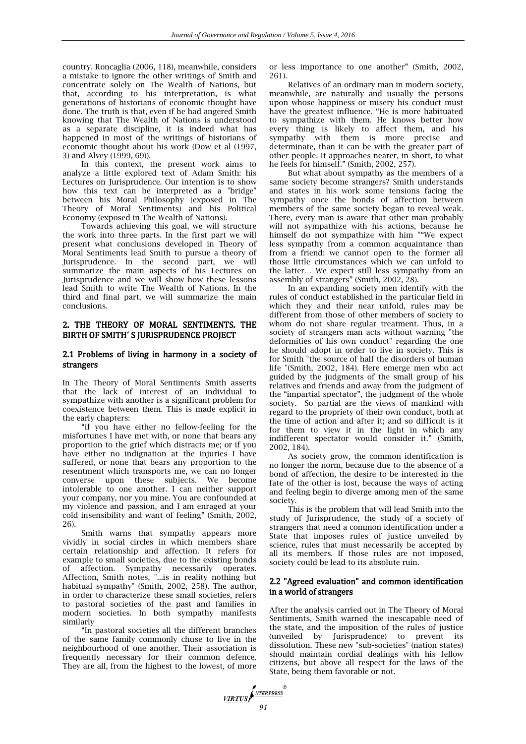country. Roncaglia (2006, 118), meanwhile, considers a mistake to ignore the other writings of Smith and concentrate solely on The Wealth of Nations, but that, according to his interpretation, is what generations of historians of economic thought have done. The truth is that, even if he had angered Smith knowing that The Wealth of Nations is understood as a separate discipline, it is indeed what has happened in most of the writings of historians of economic thought about his work (Dow et al (1997, 3) and Alvey (1999, 69)).

In this context, the present work aims to analyze a little explored text of Adam Smith: his Lectures on Jurisprudence. Our intention is to show how this text can be interpreted as a "bridge" between his Moral Philosophy (exposed in The Theory of Moral Sentiments) and his Political Economy (exposed in The Wealth of Nations).

Towards achieving this goal, we will structure the work into three parts. In the first part we will present what conclusions developed in Theory of Moral Sentiments lead Smith to pursue a theory of Jurisprudence. In the second part, we will summarize the main aspects of his Lectures on Jurisprudence and we will show how these lessons lead Smith to write The Wealth of Nations. In the third and final part, we will summarize the main conclusions.

## 2. THE THEORY OF MORAL SENTIMENTS. THE BIRTH OF SMITH´ S JURISPRUDENCE PROJECT

### 2.1 Problems of living in harmony in a society of strangers

In The Theory of Moral Sentiments Smith asserts that the lack of interest of an individual to sympathize with another is a significant problem for coexistence between them. This is made explicit in the early chapters:

"if you have either no fellow-feeling for the misfortunes I have met with, or none that bears any proportion to the grief which distracts me; or if you have either no indignation at the injuries I have suffered, or none that bears any proportion to the resentment which transports me, we can no longer converse upon these subjects. We become intolerable to one another. I can neither support your company, nor you mine. You are confounded at my violence and passion, and I am enraged at your cold insensibility and want of feeling" (Smith, 2002, 26).

Smith warns that sympathy appears more vividly in social circles in which members share certain relationship and affection. It refers for example to small societies, due to the existing bonds of affection. Sympathy necessarily operates. Affection, Smith notes, "...is in reality nothing but habitual sympathy" (Smith, 2002, 258). The author, in order to characterize these small societies, refers to pastoral societies of the past and families in modern societies. In both sympathy manifests similarly

"In pastoral societies all the different branches of the same family commonly chuse to live in the neighbourhood of one another. Their association is frequently necessary for their common defence. They are all, from the highest to the lowest, of more or less importance to one another" (Smith, 2002, 261).

Relatives of an ordinary man in modern society, meanwhile, are naturally and usually the persons upon whose happiness or misery his conduct must have the greatest influence. "He is more habituated to sympathize with them. He knows better how every thing is likely to affect them, and his sympathy with them is more precise and determinate, than it can be with the greater part of other people. It approaches nearer, in short, to what he feels for himself." (Smith, 2002, 257).

But what about sympathy as the members of a same society become strangers? Smith understands and states in his work some tensions facing the sympathy once the bonds of affection between members of the same society began to reveal weak. There, every man is aware that other man probably will not sympathize with his actions, because he himself do not sympathize with him ""We expect less sympathy from a common acquaintance than from a friend: we cannot open to the former all those little circumstances which we can unfold to the latter… We expect still less sympathy from an assembly of strangers" (Smith, 2002, 28).

In an expanding society men identify with the rules of conduct established in the particular field in which they and their near unfold, rules may be different from those of other members of society to whom do not share regular treatment. Thus, in a society of strangers man acts without warning "the deformities of his own conduct" regarding the one he should adopt in order to live in society. This is for Smith "the source of half the disorders of human life "(Smith, 2002, 184). Here emerge men who act guided by the judgments of the small group of his relatives and friends and away from the judgment of the "impartial spectator", the judgment of the whole society. So partial are the views of mankind with regard to the propriety of their own conduct, both at the time of action and after it; and so difficult is it for them to view it in the light in which any indifferent spectator would consider it." (Smith, 2002, 184).

As society grow, the common identification is no longer the norm, because due to the absence of a bond of affection, the desire to be interested in the fate of the other is lost, because the ways of acting and feeling begin to diverge among men of the same society.

This is the problem that will lead Smith into the study of Jurisprudence, the study of a society of strangers that need a common identification under a State that imposes rules of justice unveiled by science, rules that must necessarily be accepted by all its members. If those rules are not imposed, society could be lead to its absolute ruin.

### 2.2 "Agreed evaluation" and common identification in a world of strangers

After the analysis carried out in The Theory of Moral Sentiments, Smith warned the inescapable need of the state, and the imposition of the rules of justice (unveiled by Jurisprudence) to prevent its dissolution. These new "sub-societies" (nation states) should maintain cordial dealings with his fellow citizens, but above all respect for the laws of the State, being them favorable or not.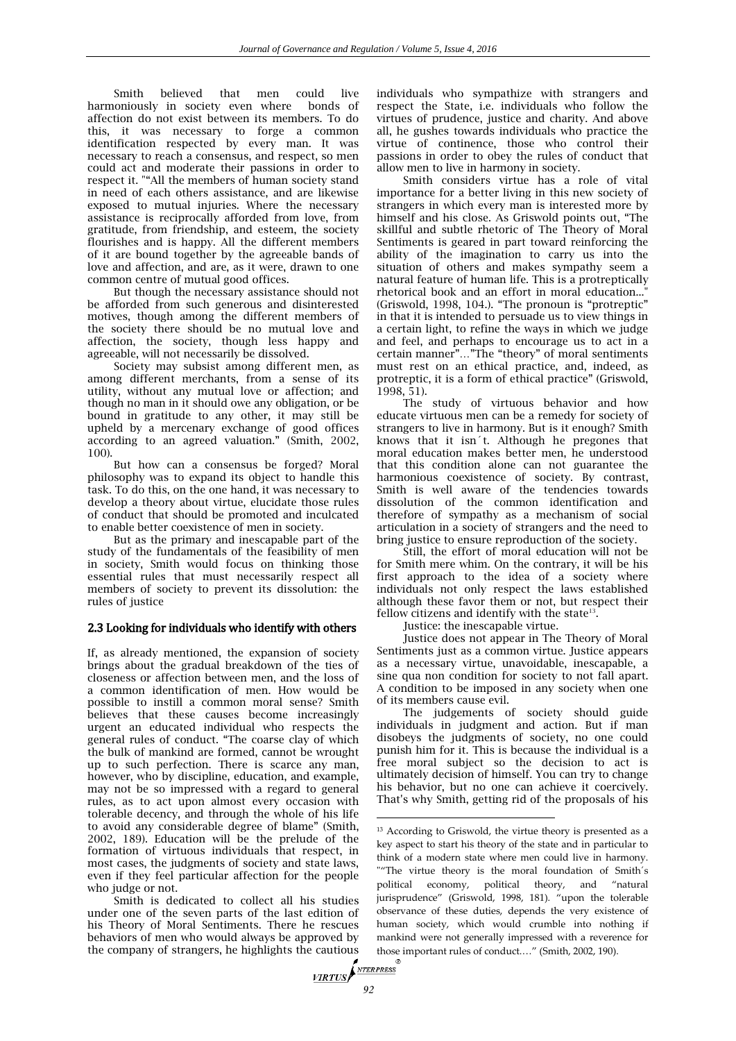Smith believed that men could live harmoniously in society even where bonds of affection do not exist between its members. To do this, it was necessary to forge a common identification respected by every man. It was necessary to reach a consensus, and respect, so men could act and moderate their passions in order to respect it. ""All the members of human society stand in need of each others assistance, and are likewise exposed to mutual injuries. Where the necessary assistance is reciprocally afforded from love, from gratitude, from friendship, and esteem, the society flourishes and is happy. All the different members of it are bound together by the agreeable bands of love and affection, and are, as it were, drawn to one common centre of mutual good offices.

But though the necessary assistance should not be afforded from such generous and disinterested motives, though among the different members of the society there should be no mutual love and affection, the society, though less happy and agreeable, will not necessarily be dissolved.

Society may subsist among different men, as among different merchants, from a sense of its utility, without any mutual love or affection; and though no man in it should owe any obligation, or be bound in gratitude to any other, it may still be upheld by a mercenary exchange of good offices according to an agreed valuation." (Smith, 2002, 100).

But how can a consensus be forged? Moral philosophy was to expand its object to handle this task. To do this, on the one hand, it was necessary to develop a theory about virtue, elucidate those rules of conduct that should be promoted and inculcated to enable better coexistence of men in society.

But as the primary and inescapable part of the study of the fundamentals of the feasibility of men in society, Smith would focus on thinking those essential rules that must necessarily respect all members of society to prevent its dissolution: the rules of justice

## 2.3 Looking for individuals who identify with others

If, as already mentioned, the expansion of society brings about the gradual breakdown of the ties of closeness or affection between men, and the loss of a common identification of men. How would be possible to instill a common moral sense? Smith believes that these causes become increasingly urgent an educated individual who respects the general rules of conduct. "The coarse clay of which the bulk of mankind are formed, cannot be wrought up to such perfection. There is scarce any man, however, who by discipline, education, and example, may not be so impressed with a regard to general rules, as to act upon almost every occasion with tolerable decency, and through the whole of his life to avoid any considerable degree of blame" (Smith, 2002, 189). Education will be the prelude of the formation of virtuous individuals that respect, in most cases, the judgments of society and state laws, even if they feel particular affection for the people who judge or not.

Smith is dedicated to collect all his studies under one of the seven parts of the last edition of his Theory of Moral Sentiments. There he rescues behaviors of men who would always be approved by the company of strangers, he highlights the cautious individuals who sympathize with strangers and respect the State, i.e. individuals who follow the virtues of prudence, justice and charity. And above all, he gushes towards individuals who practice the virtue of continence, those who control their passions in order to obey the rules of conduct that allow men to live in harmony in society.

Smith considers virtue has a role of vital importance for a better living in this new society of strangers in which every man is interested more by himself and his close. As Griswold points out, "The skillful and subtle rhetoric of The Theory of Moral Sentiments is geared in part toward reinforcing the ability of the imagination to carry us into the situation of others and makes sympathy seem a natural feature of human life. This is a protreptically rhetorical book and an effort in moral education..." (Griswold, 1998, 104.). "The pronoun is "protreptic" in that it is intended to persuade us to view things in a certain light, to refine the ways in which we judge and feel, and perhaps to encourage us to act in a certain manner"…"The "theory" of moral sentiments must rest on an ethical practice, and, indeed, as protreptic, it is a form of ethical practice" (Griswold, 1998, 51).

The study of virtuous behavior and how educate virtuous men can be a remedy for society of strangers to live in harmony. But is it enough? Smith knows that it isn´t. Although he pregones that moral education makes better men, he understood that this condition alone can not guarantee the harmonious coexistence of society. By contrast, Smith is well aware of the tendencies towards dissolution of the common identification and therefore of sympathy as a mechanism of social articulation in a society of strangers and the need to bring justice to ensure reproduction of the society.

Still, the effort of moral education will not be for Smith mere whim. On the contrary, it will be his first approach to the idea of a society where individuals not only respect the laws established although these favor them or not, but respect their fellow citizens and identify with the state[13].

Justice: the inescapable virtue.

Justice does not appear in The Theory of Moral Sentiments just as a common virtue. Justice appears as a necessary virtue, unavoidable, inescapable, a sine qua non condition for society to not fall apart. A condition to be imposed in any society when one of its members cause evil.

The judgements of society should guide individuals in judgment and action. But if man disobeys the judgments of society, no one could punish him for it. This is because the individual is a free moral subject so the decision to act is ultimately decision of himself. You can try to change his behavior, but no one can achieve it coercively. That's why Smith, getting rid of the proposals of his

[13] According to Griswold, the virtue theory is presented as a key aspect to start his theory of the state and in particular to think of a modern state where men could live in harmony. ""The virtue theory is the moral foundation of Smith´s political economy, political theory, and "natural jurisprudence" (Griswold, 1998, 181). "upon the tolerable observance of these duties, depends the very existence of human society, which would crumble into nothing if mankind were not generally impressed with a reverence for those important rules of conduct.…" (Smith, 2002, 190).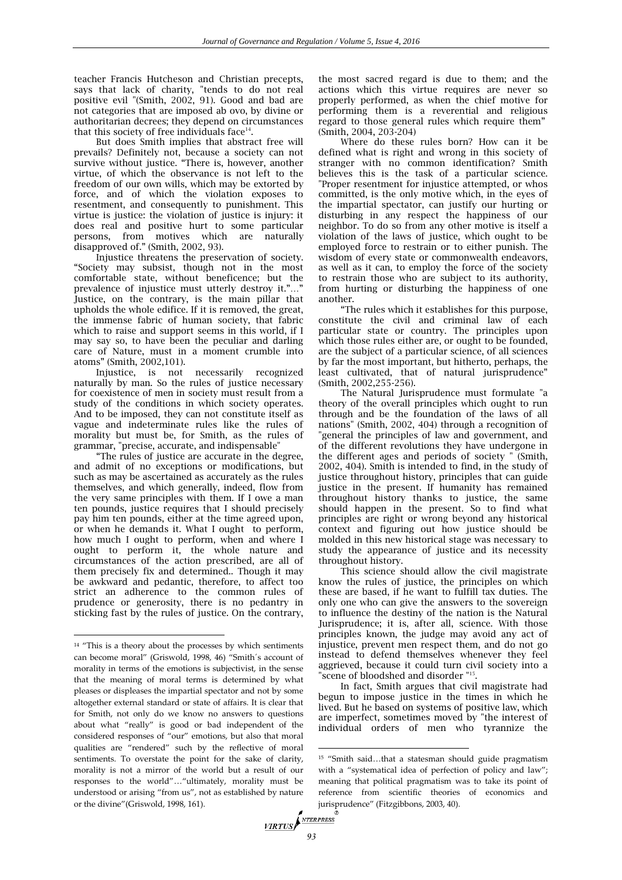teacher Francis Hutcheson and Christian precepts, says that lack of charity, "tends to do not real positive evil "(Smith, 2002, 91). Good and bad are not categories that are imposed ab ovo, by divine or authoritarian decrees; they depend on circumstances that this society of free individuals face[14].

But does Smith implies that abstract free will prevails? Definitely not, because a society can not survive without justice. "There is, however, another virtue, of which the observance is not left to the freedom of our own wills, which may be extorted by force, and of which the violation exposes to resentment, and consequently to punishment. This virtue is justice: the violation of justice is injury: it does real and positive hurt to some particular persons, from motives which are naturally disapproved of." (Smith, 2002, 93).

Injustice threatens the preservation of society. "Society may subsist, though not in the most comfortable state, without beneficence; but the prevalence of injustice must utterly destroy it."…" Justice, on the contrary, is the main pillar that upholds the whole edifice. If it is removed, the great, the immense fabric of human society, that fabric which to raise and support seems in this world, if I may say so, to have been the peculiar and darling care of Nature, must in a moment crumble into atoms" (Smith, 2002,101).

Injustice, is not necessarily recognized naturally by man. So the rules of justice necessary for coexistence of men in society must result from a study of the conditions in which society operates. And to be imposed, they can not constitute itself as vague and indeterminate rules like the rules of morality but must be, for Smith, as the rules of grammar, "precise, accurate, and indispensable"

"The rules of justice are accurate in the degree, and admit of no exceptions or modifications, but such as may be ascertained as accurately as the rules themselves, and which generally, indeed, flow from the very same principles with them. If I owe a man ten pounds, justice requires that I should precisely pay him ten pounds, either at the time agreed upon, or when he demands it. What I ought to perform, how much I ought to perform, when and where I ought to perform it, the whole nature and circumstances of the action prescribed, are all of them precisely fix and determined.. Though it may be awkward and pedantic, therefore, to affect too strict an adherence to the common rules of prudence or generosity, there is no pedantry in sticking fast by the rules of justice. On the contrary, the most sacred regard is due to them; and the actions which this virtue requires are never so properly performed, as when the chief motive for performing them is a reverential and religious regard to those general rules which require them" (Smith, 2004, 203-204)

Where do these rules born? How can it be defined what is right and wrong in this society of stranger with no common identification? Smith believes this is the task of a particular science. "Proper resentment for injustice attempted, or whos committed, is the only motive which, in the eyes of the impartial spectator, can justify our hurting or disturbing in any respect the happiness of our neighbor. To do so from any other motive is itself a violation of the laws of justice, which ought to be employed force to restrain or to either punish. The wisdom of every state or commonwealth endeavors, as well as it can, to employ the force of the society to restrain those who are subject to its authority, from hurting or disturbing the happiness of one another.

"The rules which it establishes for this purpose, constitute the civil and criminal law of each particular state or country. The principles upon which those rules either are, or ought to be founded, are the subject of a particular science, of all sciences by far the most important, but hitherto, perhaps, the least cultivated, that of natural jurisprudence" (Smith, 2002,255-256).

The Natural Jurisprudence must formulate "a theory of the overall principles which ought to run through and be the foundation of the laws of all nations" (Smith, 2002, 404) through a recognition of "general the principles of law and government, and of the different revolutions they have undergone in the different ages and periods of society " (Smith, 2002, 404). Smith is intended to find, in the study of justice throughout history, principles that can guide justice in the present. If humanity has remained throughout history thanks to justice, the same should happen in the present. So to find what principles are right or wrong beyond any historical context and figuring out how justice should be molded in this new historical stage was necessary to study the appearance of justice and its necessity throughout history.

This science should allow the civil magistrate know the rules of justice, the principles on which these are based, if he want to fulfill tax duties. The only one who can give the answers to the sovereign to influence the destiny of the nation is the Natural Jurisprudence; it is, after all, science. With those principles known, the judge may avoid any act of injustice, prevent men respect them, and do not go instead to defend themselves whenever they feel aggrieved, because it could turn civil society into a "scene of bloodshed and disorder "[15].

In fact, Smith argues that civil magistrate had begun to impose justice in the times in which he lived. But he based on systems of positive law, which are imperfect, sometimes moved by "the interest of individual orders of men who tyrannize the

---

[14] "This is a theory about the processes by which sentiments can become moral" (Griswold, 1998, 46) "Smith´s account of morality in terms of the emotions is subjectivist, in the sense that the meaning of moral terms is determined by what pleases or displeases the impartial spectator and not by some altogether external standard or state of affairs. It is clear that for Smith, not only do we know no answers to questions about what "really" is good or bad independent of the considered responses of "our" emotions, but also that moral qualities are "rendered" such by the reflective of moral sentiments. To overstate the point for the sake of clarity, morality is not a mirror of the world but a result of our responses to the world"…"ultimately, morality must be understood or arising "from us", not as established by nature or the divine"(Griswold, 1998, 161).

[15] "Smith said…that a statesman should guide pragmatism with a "systematical idea of perfection of policy and law"; meaning that political pragmatism was to take its point of reference from scientific theories of economics and jurisprudence" (Fitzgibbons, 2003, 40).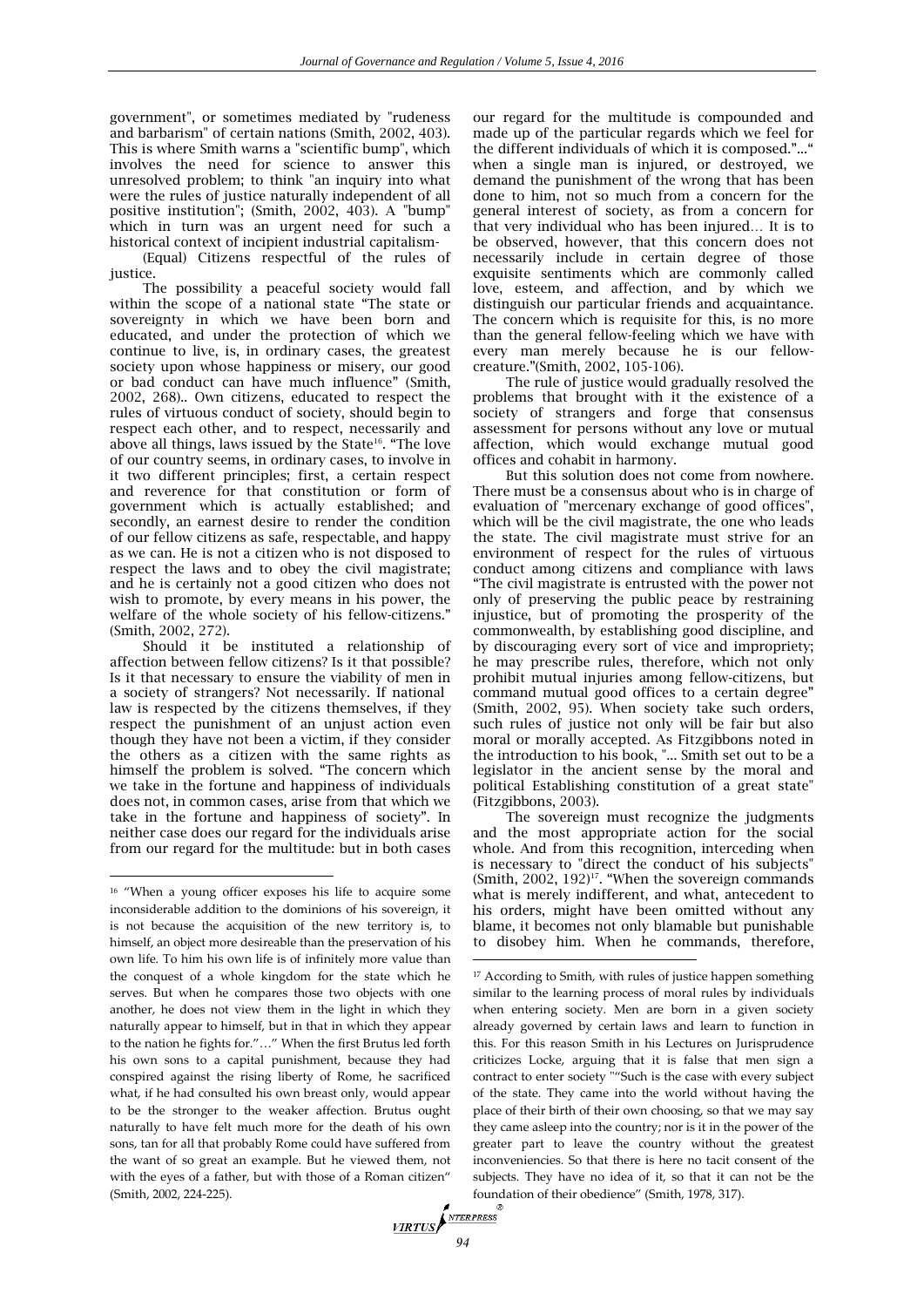government", or sometimes mediated by "rudeness and barbarism" of certain nations (Smith, 2002, 403). This is where Smith warns a "scientific bump", which involves the need for science to answer this unresolved problem; to think "an inquiry into what were the rules of justice naturally independent of all positive institution"; (Smith, 2002, 403). A "bump" which in turn was an urgent need for such a historical context of incipient industrial capitalism-

(Equal) Citizens respectful of the rules of justice.

The possibility a peaceful society would fall within the scope of a national state "The state or sovereignty in which we have been born and educated, and under the protection of which we continue to live, is, in ordinary cases, the greatest society upon whose happiness or misery, our good or bad conduct can have much influence" (Smith, 2002, 268).. Own citizens, educated to respect the rules of virtuous conduct of society, should begin to respect each other, and to respect, necessarily and above all things, laws issued by the State[16]. "The love of our country seems, in ordinary cases, to involve in it two different principles; first, a certain respect and reverence for that constitution or form of government which is actually established; and secondly, an earnest desire to render the condition of our fellow citizens as safe, respectable, and happy as we can. He is not a citizen who is not disposed to respect the laws and to obey the civil magistrate; and he is certainly not a good citizen who does not wish to promote, by every means in his power, the welfare of the whole society of his fellow-citizens." (Smith, 2002, 272).

Should it be instituted a relationship of affection between fellow citizens? Is it that possible? Is it that necessary to ensure the viability of men in a society of strangers? Not necessarily. If national law is respected by the citizens themselves, if they respect the punishment of an unjust action even though they have not been a victim, if they consider the others as a citizen with the same rights as himself the problem is solved. "The concern which we take in the fortune and happiness of individuals does not, in common cases, arise from that which we take in the fortune and happiness of society". In neither case does our regard for the individuals arise from our regard for the multitude: but in both cases our regard for the multitude is compounded and made up of the particular regards which we feel for the different individuals of which it is composed."..." when a single man is injured, or destroyed, we demand the punishment of the wrong that has been done to him, not so much from a concern for the general interest of society, as from a concern for that very individual who has been injured… It is to be observed, however, that this concern does not necessarily include in certain degree of those exquisite sentiments which are commonly called love, esteem, and affection, and by which we distinguish our particular friends and acquaintance. The concern which is requisite for this, is no more than the general fellow-feeling which we have with every man merely because he is our fellow-creature."(Smith, 2002, 105-106).

The rule of justice would gradually resolved the problems that brought with it the existence of a society of strangers and forge that consensus assessment for persons without any love or mutual affection, which would exchange mutual good offices and cohabit in harmony.

But this solution does not come from nowhere. There must be a consensus about who is in charge of evaluation of "mercenary exchange of good offices", which will be the civil magistrate, the one who leads the state. The civil magistrate must strive for an environment of respect for the rules of virtuous conduct among citizens and compliance with laws "The civil magistrate is entrusted with the power not only of preserving the public peace by restraining injustice, but of promoting the prosperity of the commonwealth, by establishing good discipline, and by discouraging every sort of vice and impropriety; he may prescribe rules, therefore, which not only prohibit mutual injuries among fellow-citizens, but command mutual good offices to a certain degree" (Smith, 2002, 95). When society take such orders, such rules of justice not only will be fair but also moral or morally accepted. As Fitzgibbons noted in the introduction to his book, "... Smith set out to be a legislator in the ancient sense by the moral and political Establishing constitution of a great state" (Fitzgibbons, 2003).

The sovereign must recognize the judgments and the most appropriate action for the social whole. And from this recognition, interceding when is necessary to "direct the conduct of his subjects" (Smith, 2002, 192)[17]. "When the sovereign commands what is merely indifferent, and what, antecedent to his orders, might have been omitted without any blame, it becomes not only blamable but punishable to disobey him. When he commands, therefore,

---

[16] "When a young officer exposes his life to acquire some inconsiderable addition to the dominions of his sovereign, it is not because the acquisition of the new territory is, to himself, an object more desireable than the preservation of his own life. To him his own life is of infinitely more value than the conquest of a whole kingdom for the state which he serves. But when he compares those two objects with one another, he does not view them in the light in which they naturally appear to himself, but in that in which they appear to the nation he fights for."…" When the first Brutus led forth his own sons to a capital punishment, because they had conspired against the rising liberty of Rome, he sacrificed what, if he had consulted his own breast only, would appear to be the stronger to the weaker affection. Brutus ought naturally to have felt much more for the death of his own sons, tan for all that probably Rome could have suffered from the want of so great an example. But he viewed them, not with the eyes of a father, but with those of a Roman citizen" (Smith, 2002, 224-225).

[17] According to Smith, with rules of justice happen something similar to the learning process of moral rules by individuals when entering society. Men are born in a given society already governed by certain laws and learn to function in this. For this reason Smith in his Lectures on Jurisprudence criticizes Locke, arguing that it is false that men sign a contract to enter society ""Such is the case with every subject of the state. They came into the world without having the place of their birth of their own choosing, so that we may say they came asleep into the country; nor is it in the power of the greater part to leave the country without the greatest inconveniencies. So that there is here no tacit consent of the subjects. They have no idea of it, so that it can not be the foundation of their obedience" (Smith, 1978, 317).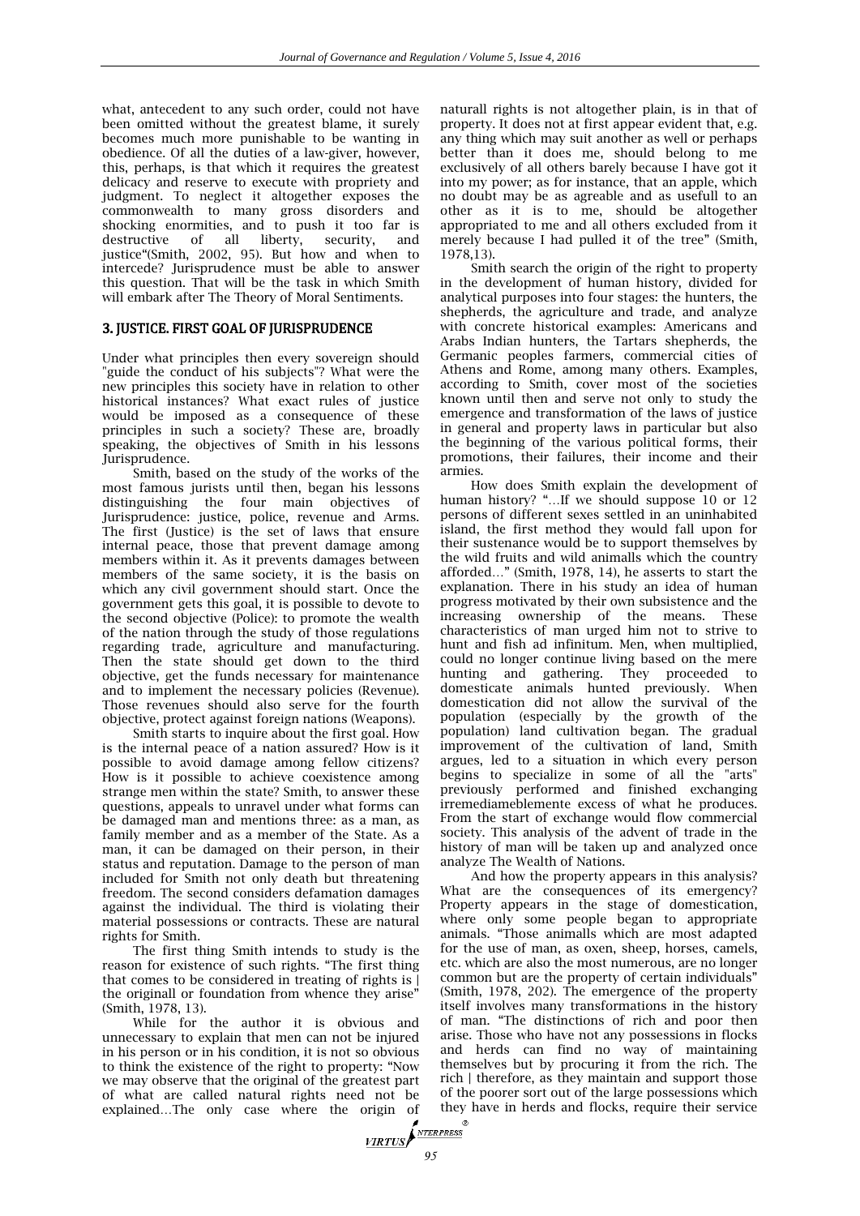what, antecedent to any such order, could not have been omitted without the greatest blame, it surely becomes much more punishable to be wanting in obedience. Of all the duties of a law-giver, however, this, perhaps, is that which it requires the greatest delicacy and reserve to execute with propriety and judgment. To neglect it altogether exposes the commonwealth to many gross disorders and shocking enormities, and to push it too far is destructive of all liberty, security, and justice"(Smith, 2002, 95). But how and when to intercede? Jurisprudence must be able to answer this question. That will be the task in which Smith will embark after The Theory of Moral Sentiments.

## 3. JUSTICE. FIRST GOAL OF JURISPRUDENCE

Under what principles then every sovereign should "guide the conduct of his subjects"? What were the new principles this society have in relation to other historical instances? What exact rules of justice would be imposed as a consequence of these principles in such a society? These are, broadly speaking, the objectives of Smith in his lessons Jurisprudence.

Smith, based on the study of the works of the most famous jurists until then, began his lessons distinguishing the four main objectives of Jurisprudence: justice, police, revenue and Arms. The first (Justice) is the set of laws that ensure internal peace, those that prevent damage among members within it. As it prevents damages between members of the same society, it is the basis on which any civil government should start. Once the government gets this goal, it is possible to devote to the second objective (Police): to promote the wealth of the nation through the study of those regulations regarding trade, agriculture and manufacturing. Then the state should get down to the third objective, get the funds necessary for maintenance and to implement the necessary policies (Revenue). Those revenues should also serve for the fourth objective, protect against foreign nations (Weapons).

Smith starts to inquire about the first goal. How is the internal peace of a nation assured? How is it possible to avoid damage among fellow citizens? How is it possible to achieve coexistence among strange men within the state? Smith, to answer these questions, appeals to unravel under what forms can be damaged man and mentions three: as a man, as family member and as a member of the State. As a man, it can be damaged on their person, in their status and reputation. Damage to the person of man included for Smith not only death but threatening freedom. The second considers defamation damages against the individual. The third is violating their material possessions or contracts. These are natural rights for Smith.

The first thing Smith intends to study is the reason for existence of such rights. "The first thing that comes to be considered in treating of rights is | the originall or foundation from whence they arise" (Smith, 1978, 13).

While for the author it is obvious and unnecessary to explain that men can not be injured in his person or in his condition, it is not so obvious to think the existence of the right to property: "Now we may observe that the original of the greatest part of what are called natural rights need not be explained…The only case where the origin of naturall rights is not altogether plain, is in that of property. It does not at first appear evident that, e.g. any thing which may suit another as well or perhaps better than it does me, should belong to me exclusively of all others barely because I have got it into my power; as for instance, that an apple, which no doubt may be as agreable and as usefull to an other as it is to me, should be altogether appropriated to me and all others excluded from it merely because I had pulled it of the tree" (Smith, 1978,13).

Smith search the origin of the right to property in the development of human history, divided for analytical purposes into four stages: the hunters, the shepherds, the agriculture and trade, and analyze with concrete historical examples: Americans and Arabs Indian hunters, the Tartars shepherds, the Germanic peoples farmers, commercial cities of Athens and Rome, among many others. Examples, according to Smith, cover most of the societies known until then and serve not only to study the emergence and transformation of the laws of justice in general and property laws in particular but also the beginning of the various political forms, their promotions, their failures, their income and their armies.

How does Smith explain the development of human history? "…If we should suppose 10 or 12 persons of different sexes settled in an uninhabited island, the first method they would fall upon for their sustenance would be to support themselves by the wild fruits and wild animalls which the country afforded…" (Smith, 1978, 14), he asserts to start the explanation. There in his study an idea of human progress motivated by their own subsistence and the increasing ownership of the means. These characteristics of man urged him not to strive to hunt and fish ad infinitum. Men, when multiplied, could no longer continue living based on the mere hunting and gathering. They proceeded to domesticate animals hunted previously. When domestication did not allow the survival of the population (especially by the growth of the population) land cultivation began. The gradual improvement of the cultivation of land, Smith argues, led to a situation in which every person begins to specialize in some of all the "arts" previously performed and finished exchanging irremediameblemente excess of what he produces. From the start of exchange would flow commercial society. This analysis of the advent of trade in the history of man will be taken up and analyzed once analyze The Wealth of Nations.

And how the property appears in this analysis? What are the consequences of its emergency? Property appears in the stage of domestication, where only some people began to appropriate animals. "Those animalls which are most adapted for the use of man, as oxen, sheep, horses, camels, etc. which are also the most numerous, are no longer common but are the property of certain individuals" (Smith, 1978, 202). The emergence of the property itself involves many transformations in the history of man. "The distinctions of rich and poor then arise. Those who have not any possessions in flocks and herds can find no way of maintaining themselves but by procuring it from the rich. The rich | therefore, as they maintain and support those of the poorer sort out of the large possessions which they have in herds and flocks, require their service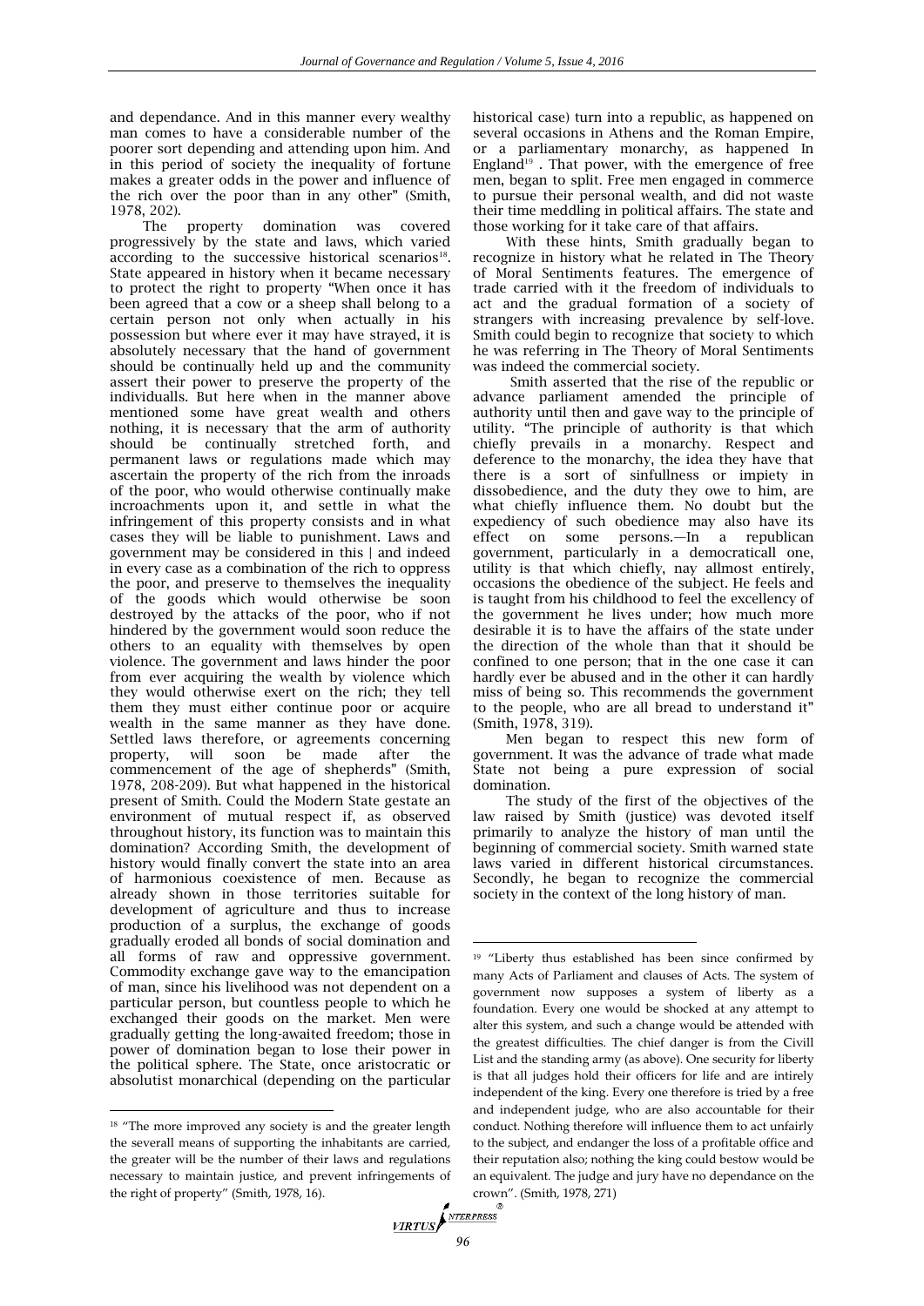and dependance. And in this manner every wealthy man comes to have a considerable number of the poorer sort depending and attending upon him. And in this period of society the inequality of fortune makes a greater odds in the power and influence of the rich over the poor than in any other" (Smith, 1978, 202).

The property domination was covered progressively by the state and laws, which varied according to the successive historical scenarios[18]. State appeared in history when it became necessary to protect the right to property "When once it has been agreed that a cow or a sheep shall belong to a certain person not only when actually in his possession but where ever it may have strayed, it is absolutely necessary that the hand of government should be continually held up and the community assert their power to preserve the property of the individualls. But here when in the manner above mentioned some have great wealth and others nothing, it is necessary that the arm of authority should be continually stretched forth, and permanent laws or regulations made which may ascertain the property of the rich from the inroads of the poor, who would otherwise continually make incroachments upon it, and settle in what the infringement of this property consists and in what cases they will be liable to punishment. Laws and government may be considered in this | and indeed in every case as a combination of the rich to oppress the poor, and preserve to themselves the inequality of the goods which would otherwise be soon destroyed by the attacks of the poor, who if not hindered by the government would soon reduce the others to an equality with themselves by open violence. The government and laws hinder the poor from ever acquiring the wealth by violence which they would otherwise exert on the rich; they tell them they must either continue poor or acquire wealth in the same manner as they have done. Settled laws therefore, or agreements concerning property, will soon be made after the commencement of the age of shepherds" (Smith, 1978, 208-209). But what happened in the historical present of Smith. Could the Modern State gestate an environment of mutual respect if, as observed throughout history, its function was to maintain this domination? According Smith, the development of history would finally convert the state into an area of harmonious coexistence of men. Because as already shown in those territories suitable for development of agriculture and thus to increase production of a surplus, the exchange of goods gradually eroded all bonds of social domination and all forms of raw and oppressive government. Commodity exchange gave way to the emancipation of man, since his livelihood was not dependent on a particular person, but countless people to which he exchanged their goods on the market. Men were gradually getting the long-awaited freedom; those in power of domination began to lose their power in the political sphere. The State, once aristocratic or absolutist monarchical (depending on the particular historical case) turn into a republic, as happened on several occasions in Athens and the Roman Empire, or a parliamentary monarchy, as happened In England[19] . That power, with the emergence of free men, began to split. Free men engaged in commerce to pursue their personal wealth, and did not waste their time meddling in political affairs. The state and those working for it take care of that affairs.

With these hints, Smith gradually began to recognize in history what he related in The Theory of Moral Sentiments features. The emergence of trade carried with it the freedom of individuals to act and the gradual formation of a society of strangers with increasing prevalence by self-love. Smith could begin to recognize that society to which he was referring in The Theory of Moral Sentiments was indeed the commercial society.

Smith asserted that the rise of the republic or advance parliament amended the principle of authority until then and gave way to the principle of utility. "The principle of authority is that which chiefly prevails in a monarchy. Respect and deference to the monarchy, the idea they have that there is a sort of sinfullness or impiety in dissobedience, and the duty they owe to him, are what chiefly influence them. No doubt but the expediency of such obedience may also have its effect on some persons.—In a republican government, particularly in a democraticall one, utility is that which chiefly, nay allmost entirely, occasions the obedience of the subject. He feels and is taught from his childhood to feel the excellency of the government he lives under; how much more desirable it is to have the affairs of the state under the direction of the whole than that it should be confined to one person; that in the one case it can hardly ever be abused and in the other it can hardly miss of being so. This recommends the government to the people, who are all bread to understand it" (Smith, 1978, 319).

Men began to respect this new form of government. It was the advance of trade what made State not being a pure expression of social domination.

The study of the first of the objectives of the law raised by Smith (justice) was devoted itself primarily to analyze the history of man until the beginning of commercial society. Smith warned state laws varied in different historical circumstances. Secondly, he began to recognize the commercial society in the context of the long history of man.

---

[18] "The more improved any society is and the greater length the severall means of supporting the inhabitants are carried, the greater will be the number of their laws and regulations necessary to maintain justice, and prevent infringements of the right of property" (Smith, 1978, 16).

[19] "Liberty thus established has been since confirmed by many Acts of Parliament and clauses of Acts. The system of government now supposes a system of liberty as a foundation. Every one would be shocked at any attempt to alter this system, and such a change would be attended with the greatest difficulties. The chief danger is from the Civill List and the standing army (as above). One security for liberty is that all judges hold their officers for life and are intirely independent of the king. Every one therefore is tried by a free and independent judge, who are also accountable for their conduct. Nothing therefore will influence them to act unfairly to the subject, and endanger the loss of a profitable office and their reputation also; nothing the king could bestow would be an equivalent. The judge and jury have no dependance on the crown". (Smith, 1978, 271)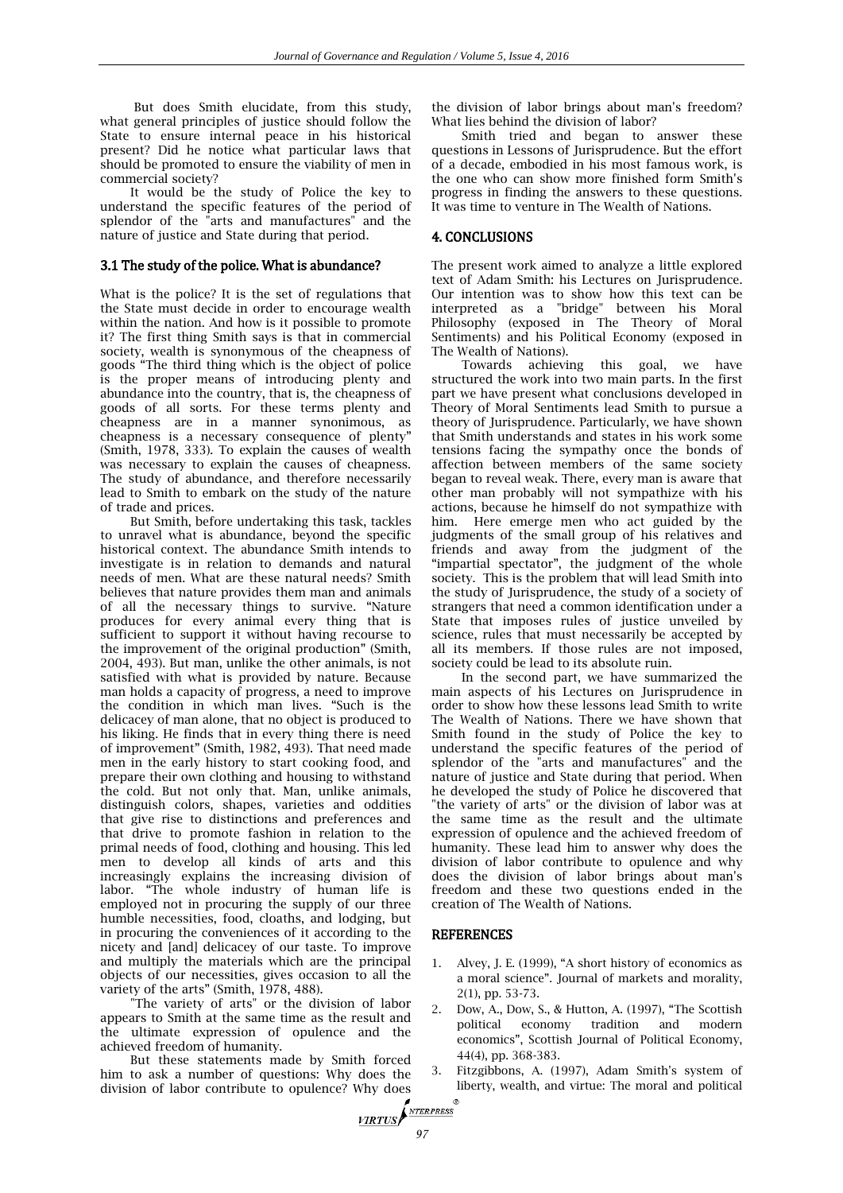But does Smith elucidate, from this study, what general principles of justice should follow the State to ensure internal peace in his historical present? Did he notice what particular laws that should be promoted to ensure the viability of men in commercial society?

It would be the study of Police the key to understand the specific features of the period of splendor of the "arts and manufactures" and the nature of justice and State during that period.

### 3.1 The study of the police. What is abundance?

What is the police? It is the set of regulations that the State must decide in order to encourage wealth within the nation. And how is it possible to promote it? The first thing Smith says is that in commercial society, wealth is synonymous of the cheapness of goods "The third thing which is the object of police is the proper means of introducing plenty and abundance into the country, that is, the cheapness of goods of all sorts. For these terms plenty and cheapness are in a manner synonimous, as cheapness is a necessary consequence of plenty" (Smith, 1978, 333). To explain the causes of wealth was necessary to explain the causes of cheapness. The study of abundance, and therefore necessarily lead to Smith to embark on the study of the nature of trade and prices.

But Smith, before undertaking this task, tackles to unravel what is abundance, beyond the specific historical context. The abundance Smith intends to investigate is in relation to demands and natural needs of men. What are these natural needs? Smith believes that nature provides them man and animals of all the necessary things to survive. "Nature produces for every animal every thing that is sufficient to support it without having recourse to the improvement of the original production" (Smith, 2004, 493). But man, unlike the other animals, is not satisfied with what is provided by nature. Because man holds a capacity of progress, a need to improve the condition in which man lives. "Such is the delicacey of man alone, that no object is produced to his liking. He finds that in every thing there is need of improvement" (Smith, 1982, 493). That need made men in the early history to start cooking food, and prepare their own clothing and housing to withstand the cold. But not only that. Man, unlike animals, distinguish colors, shapes, varieties and oddities that give rise to distinctions and preferences and that drive to promote fashion in relation to the primal needs of food, clothing and housing. This led men to develop all kinds of arts and this increasingly explains the increasing division of labor. "The whole industry of human life is employed not in procuring the supply of our three humble necessities, food, cloaths, and lodging, but in procuring the conveniences of it according to the nicety and [and] delicacey of our taste. To improve and multiply the materials which are the principal objects of our necessities, gives occasion to all the variety of the arts" (Smith, 1978, 488).

"The variety of arts" or the division of labor appears to Smith at the same time as the result and the ultimate expression of opulence and the achieved freedom of humanity.

But these statements made by Smith forced him to ask a number of questions: Why does the division of labor contribute to opulence? Why does the division of labor brings about man's freedom? What lies behind the division of labor?

Smith tried and began to answer these questions in Lessons of Jurisprudence. But the effort of a decade, embodied in his most famous work, is the one who can show more finished form Smith's progress in finding the answers to these questions. It was time to venture in The Wealth of Nations.

## 4. CONCLUSIONS

The present work aimed to analyze a little explored text of Adam Smith: his Lectures on Jurisprudence. Our intention was to show how this text can be interpreted as a "bridge" between his Moral Philosophy (exposed in The Theory of Moral Sentiments) and his Political Economy (exposed in The Wealth of Nations).

Towards achieving this goal, we have structured the work into two main parts. In the first part we have present what conclusions developed in Theory of Moral Sentiments lead Smith to pursue a theory of Jurisprudence. Particularly, we have shown that Smith understands and states in his work some tensions facing the sympathy once the bonds of affection between members of the same society began to reveal weak. There, every man is aware that other man probably will not sympathize with his actions, because he himself do not sympathize with him. Here emerge men who act guided by the judgments of the small group of his relatives and friends and away from the judgment of the "impartial spectator", the judgment of the whole society. This is the problem that will lead Smith into the study of Jurisprudence, the study of a society of strangers that need a common identification under a State that imposes rules of justice unveiled by science, rules that must necessarily be accepted by all its members. If those rules are not imposed, society could be lead to its absolute ruin.

In the second part, we have summarized the main aspects of his Lectures on Jurisprudence in order to show how these lessons lead Smith to write The Wealth of Nations. There we have shown that Smith found in the study of Police the key to understand the specific features of the period of splendor of the "arts and manufactures" and the nature of justice and State during that period. When he developed the study of Police he discovered that "the variety of arts" or the division of labor was at the same time as the result and the ultimate expression of opulence and the achieved freedom of humanity. These lead him to answer why does the division of labor contribute to opulence and why does the division of labor brings about man's freedom and these two questions ended in the creation of The Wealth of Nations.

## REFERENCES

1. Alvey, J. E. (1999), "A short history of economics as a moral science". Journal of markets and morality, 2(1), pp. 53-73.
2. Dow, A., Dow, S., & Hutton, A. (1997), "The Scottish political economy tradition and modern economics", Scottish Journal of Political Economy, 44(4), pp. 368-383.
3. Fitzgibbons, A. (1997), Adam Smith's system of liberty, wealth, and virtue: The moral and political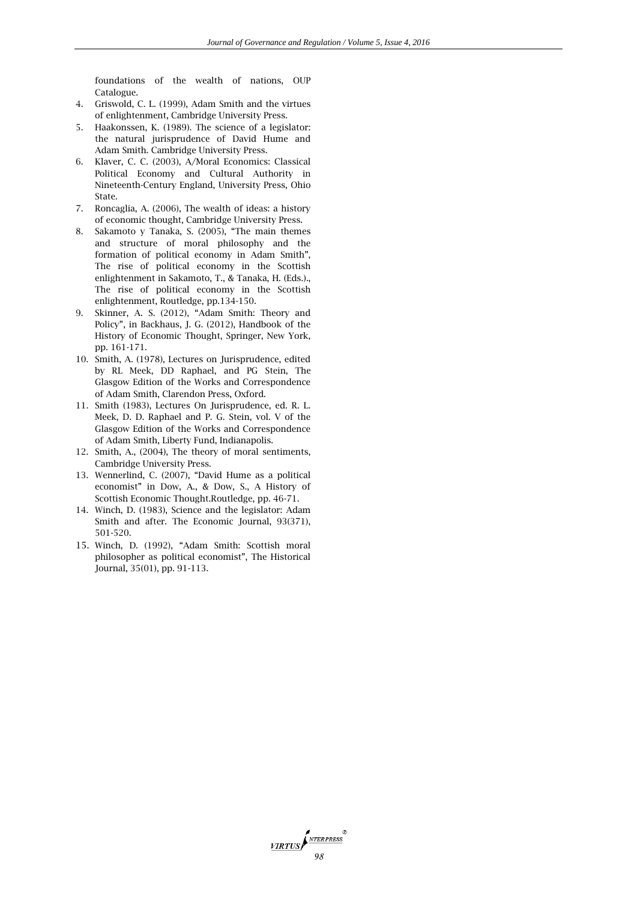foundations of the wealth of nations, OUP Catalogue.

4. Griswold, C. L. (1999), Adam Smith and the virtues of enlightenment, Cambridge University Press.
5. Haakonssen, K. (1989). The science of a legislator: the natural jurisprudence of David Hume and Adam Smith. Cambridge University Press.
6. Klaver, C. C. (2003), A/Moral Economics: Classical Political Economy and Cultural Authority in Nineteenth-Century England, University Press, Ohio State.
7. Roncaglia, A. (2006), The wealth of ideas: a history of economic thought, Cambridge University Press.
8. Sakamoto y Tanaka, S. (2005), "The main themes and structure of moral philosophy and the formation of political economy in Adam Smith", The rise of political economy in the Scottish enlightenment in Sakamoto, T., & Tanaka, H. (Eds.)., The rise of political economy in the Scottish enlightenment, Routledge, pp.134-150.
9. Skinner, A. S. (2012), "Adam Smith: Theory and Policy", in Backhaus, J. G. (2012), Handbook of the History of Economic Thought, Springer, New York, pp. 161-171.
10. Smith, A. (1978), Lectures on Jurisprudence, edited by RL Meek, DD Raphael, and PG Stein, The Glasgow Edition of the Works and Correspondence of Adam Smith, Clarendon Press, Oxford.
11. Smith (1983), Lectures On Jurisprudence, ed. R. L. Meek, D. D. Raphael and P. G. Stein, vol. V of the Glasgow Edition of the Works and Correspondence of Adam Smith, Liberty Fund, Indianapolis.
12. Smith, A., (2004), The theory of moral sentiments, Cambridge University Press.
13. Wennerlind, C. (2007), "David Hume as a political economist" in Dow, A., & Dow, S., A History of Scottish Economic Thought.Routledge, pp. 46-71.
14. Winch, D. (1983), Science and the legislator: Adam Smith and after. The Economic Journal, 93(371), 501-520.
15. Winch, D. (1992), "Adam Smith: Scottish moral philosopher as political economist", The Historical Journal, 35(01), pp. 91-113.